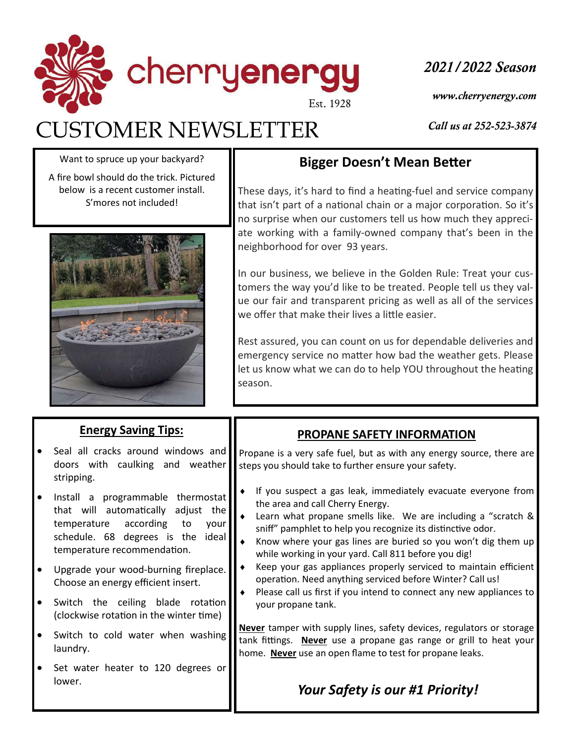# cherryenergy

Est. 1928

# CUSTOMER NEWSLETTER

*2021/2022 Season*

*www.cherryenergy.com*

*Call us at 252-523-3874*

Want to spruce up your backyard?

A fire bowl should do the trick. Pictured below is a recent customer install. S'mores not included!

## Bigger Doesn't Mean Better

These days, it's hard to find a heating-fuel and service company that isn't part of a national chain or a major corporation. So it's no surprise when our customers tell us how much they appreciate working with a family-owned company that's been in the neighborhood for over 93 years.

In our business, we believe in the Golden Rule: Treat your customers the way you'd like to be treated. People tell us they value our fair and transparent pricing as well as all of the services we offer that make their lives a little easier.

Rest assured, you can count on us for dependable deliveries and emergency service no matter how bad the weather gets. Please let us know what we can do to help YOU throughout the heating season.

## Energy Saving Tips:

- Seal all cracks around windows and doors with caulking and weather stripping.
- Install a programmable thermostat that will automatically adjust the temperature according to your schedule. 68 degrees is the ideal temperature recommendation.
- Upgrade your wood-burning fireplace. Choose an energy efficient insert.
- Switch the ceiling blade rotation (clockwise rotation in the winter time)
- Switch to cold water when washing laundry.
- Set water heater to 120 degrees or lower.

## PROPANE SAFETY INFORMATION

Propane is a very safe fuel, but as with any energy source, there are steps you should take to further ensure your safety.

- If you suspect a gas leak, immediately evacuate everyone from the area and call Cherry Energy.
- Learn what propane smells like. We are including a "scratch & sniff" pamphlet to help you recognize its distinctive odor.
- Know where your gas lines are buried so you won't dig them up while working in your yard. Call 811 before you dig!
- Keep your gas appliances properly serviced to maintain efficient operation. Need anything serviced before Winter? Call us!
- Please call us first if you intend to connect any new appliances to your propane tank.

**Never** tamper with supply lines, safety devices, regulators or storage tank fittings. **Never** use a propane gas range or grill to heat your home. **Never** use an open flame to test for propane leaks.

***Your Safety is our #1 Priority!***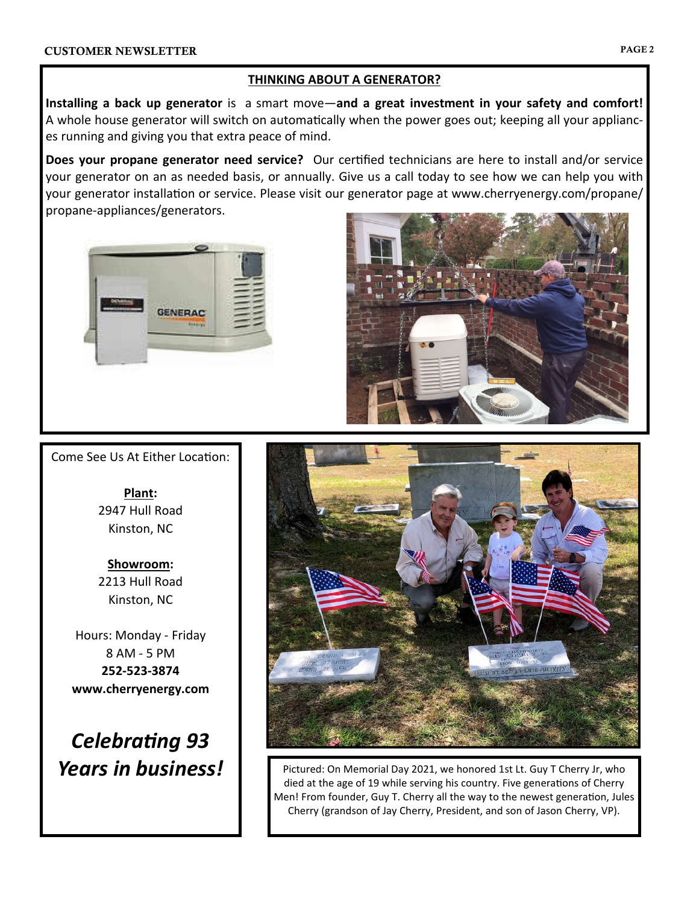## THINKING ABOUT A GENERATOR?

**Installing a back up generator** is a smart move—**and a great investment in your safety and comfort!** A whole house generator will switch on automatically when the power goes out; keeping all your appliances running and giving you that extra peace of mind.

**Does your propane generator need service?** Our certified technicians are here to install and/or service your generator on an as needed basis, or annually. Give us a call today to see how we can help you with your generator installation or service. Please visit our generator page at www.cherryenergy.com/propane/propane-appliances/generators.

Come See Us At Either Location:

**Plant:**
2947 Hull Road
Kinston, NC

**Showroom:**
2213 Hull Road
Kinston, NC

Hours: Monday - Friday
8 AM - 5 PM
**252-523-3874**
**www.cherryenergy.com**

***Celebrating 93 Years in business!***

Pictured: On Memorial Day 2021, we honored 1st Lt. Guy T Cherry Jr, who died at the age of 19 while serving his country. Five generations of Cherry Men! From founder, Guy T. Cherry all the way to the newest generation, Jules Cherry (grandson of Jay Cherry, President, and son of Jason Cherry, VP).